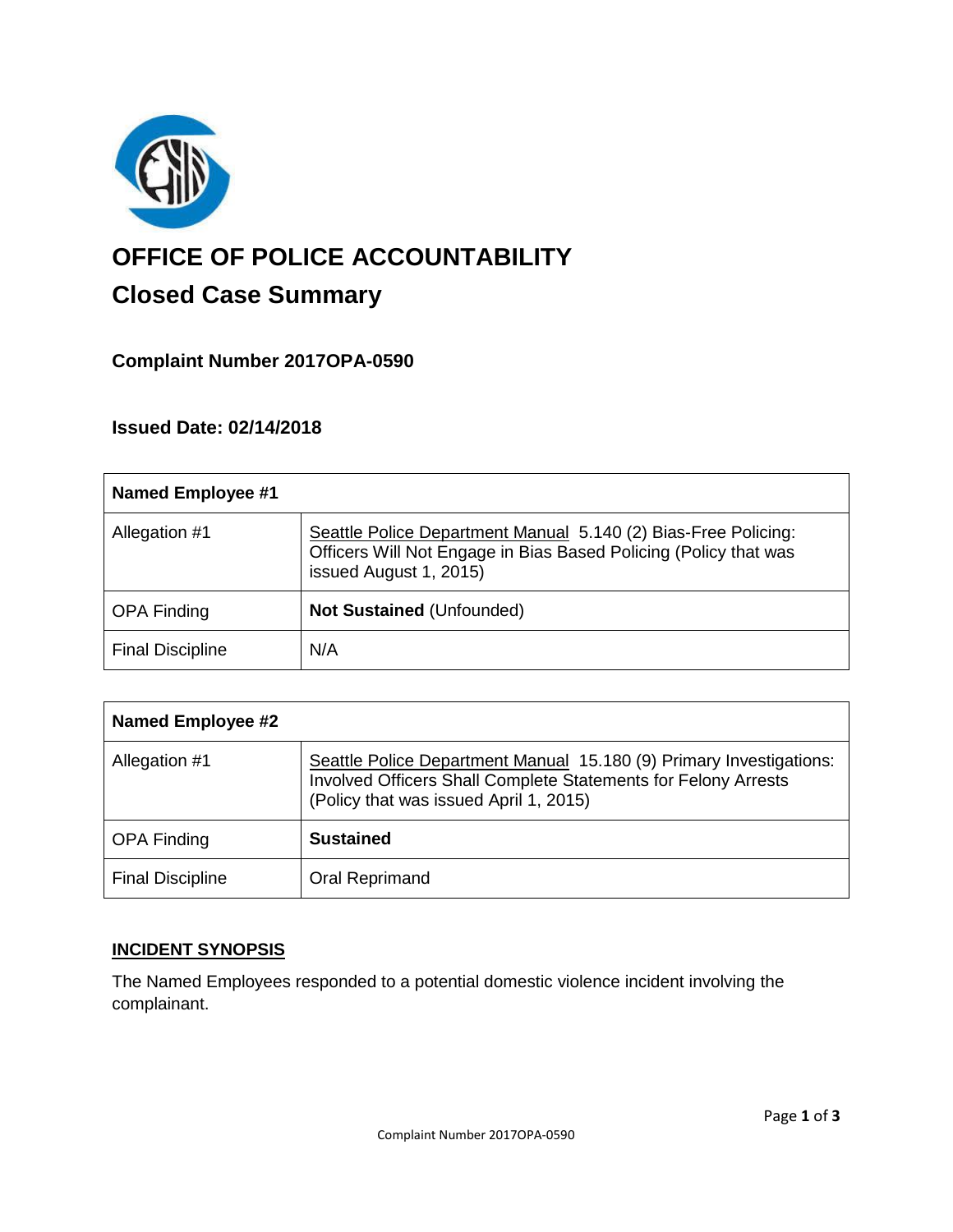# OFFICE OF POLICE ACCOUNTABILITY

## Closed Case Summary

### Complaint Number 2017OPA-0590

### Issued Date: 02/14/2018

| Named Employee #1 | |
|---|---|
| Allegation #1 | Seattle Police Department Manual 5.140 (2) Bias-Free Policing: Officers Will Not Engage in Bias Based Policing (Policy that was issued August 1, 2015) |
| OPA Finding | **Not Sustained** (Unfounded) |
| Final Discipline | N/A |

| Named Employee #2 | |
|---|---|
| Allegation #1 | Seattle Police Department Manual 15.180 (9) Primary Investigations: Involved Officers Shall Complete Statements for Felony Arrests (Policy that was issued April 1, 2015) |
| OPA Finding | **Sustained** |
| Final Discipline | Oral Reprimand |

## INCIDENT SYNOPSIS

The Named Employees responded to a potential domestic violence incident involving the complainant.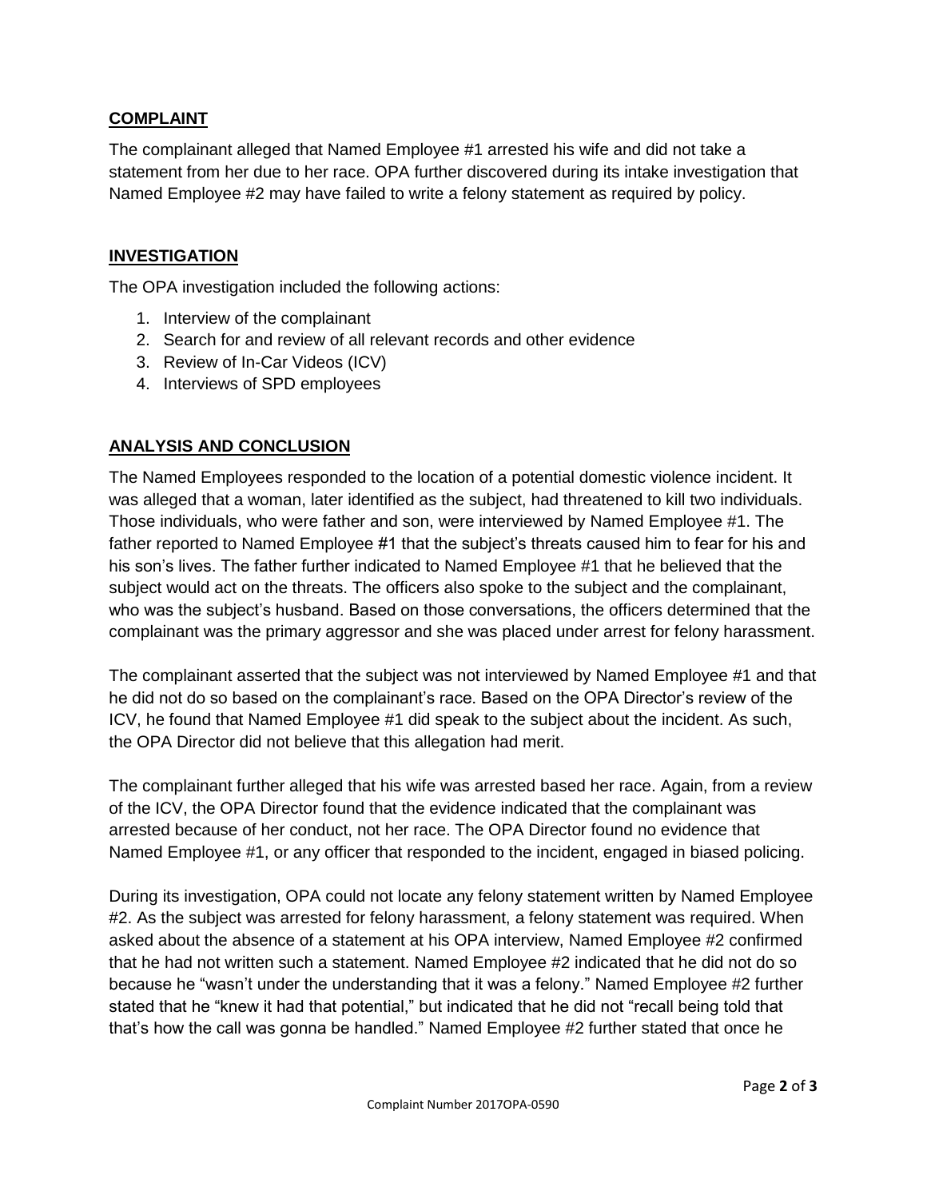## COMPLAINT

The complainant alleged that Named Employee #1 arrested his wife and did not take a statement from her due to her race. OPA further discovered during its intake investigation that Named Employee #2 may have failed to write a felony statement as required by policy.

## INVESTIGATION

The OPA investigation included the following actions:

1. Interview of the complainant
2. Search for and review of all relevant records and other evidence
3. Review of In-Car Videos (ICV)
4. Interviews of SPD employees

## ANALYSIS AND CONCLUSION

The Named Employees responded to the location of a potential domestic violence incident. It was alleged that a woman, later identified as the subject, had threatened to kill two individuals. Those individuals, who were father and son, were interviewed by Named Employee #1. The father reported to Named Employee #1 that the subject's threats caused him to fear for his and his son's lives. The father further indicated to Named Employee #1 that he believed that the subject would act on the threats. The officers also spoke to the subject and the complainant, who was the subject's husband. Based on those conversations, the officers determined that the complainant was the primary aggressor and she was placed under arrest for felony harassment.

The complainant asserted that the subject was not interviewed by Named Employee #1 and that he did not do so based on the complainant's race. Based on the OPA Director's review of the ICV, he found that Named Employee #1 did speak to the subject about the incident. As such, the OPA Director did not believe that this allegation had merit.

The complainant further alleged that his wife was arrested based her race. Again, from a review of the ICV, the OPA Director found that the evidence indicated that the complainant was arrested because of her conduct, not her race. The OPA Director found no evidence that Named Employee #1, or any officer that responded to the incident, engaged in biased policing.

During its investigation, OPA could not locate any felony statement written by Named Employee #2. As the subject was arrested for felony harassment, a felony statement was required. When asked about the absence of a statement at his OPA interview, Named Employee #2 confirmed that he had not written such a statement. Named Employee #2 indicated that he did not do so because he "wasn't under the understanding that it was a felony." Named Employee #2 further stated that he "knew it had that potential," but indicated that he did not "recall being told that that's how the call was gonna be handled." Named Employee #2 further stated that once he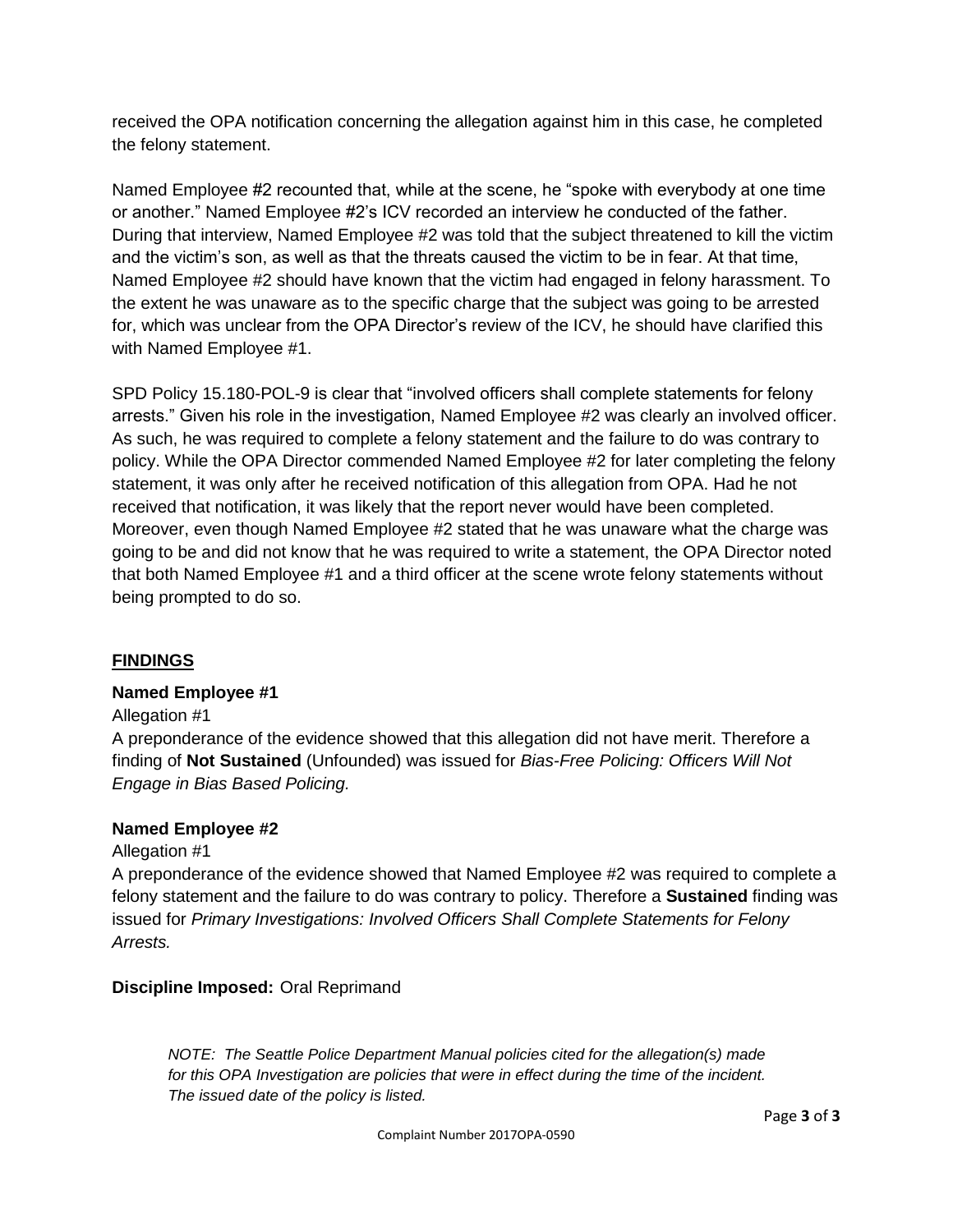received the OPA notification concerning the allegation against him in this case, he completed the felony statement.

Named Employee #2 recounted that, while at the scene, he "spoke with everybody at one time or another." Named Employee #2's ICV recorded an interview he conducted of the father. During that interview, Named Employee #2 was told that the subject threatened to kill the victim and the victim's son, as well as that the threats caused the victim to be in fear. At that time, Named Employee #2 should have known that the victim had engaged in felony harassment. To the extent he was unaware as to the specific charge that the subject was going to be arrested for, which was unclear from the OPA Director's review of the ICV, he should have clarified this with Named Employee #1.

SPD Policy 15.180-POL-9 is clear that "involved officers shall complete statements for felony arrests." Given his role in the investigation, Named Employee #2 was clearly an involved officer. As such, he was required to complete a felony statement and the failure to do was contrary to policy. While the OPA Director commended Named Employee #2 for later completing the felony statement, it was only after he received notification of this allegation from OPA. Had he not received that notification, it was likely that the report never would have been completed. Moreover, even though Named Employee #2 stated that he was unaware what the charge was going to be and did not know that he was required to write a statement, the OPA Director noted that both Named Employee #1 and a third officer at the scene wrote felony statements without being prompted to do so.

## FINDINGS

**Named Employee #1**

Allegation #1

A preponderance of the evidence showed that this allegation did not have merit. Therefore a finding of **Not Sustained** (Unfounded) was issued for *Bias-Free Policing: Officers Will Not Engage in Bias Based Policing.*

**Named Employee #2**

Allegation #1

A preponderance of the evidence showed that Named Employee #2 was required to complete a felony statement and the failure to do was contrary to policy. Therefore a **Sustained** finding was issued for *Primary Investigations: Involved Officers Shall Complete Statements for Felony Arrests.*

**Discipline Imposed:** Oral Reprimand

*NOTE: The Seattle Police Department Manual policies cited for the allegation(s) made for this OPA Investigation are policies that were in effect during the time of the incident. The issued date of the policy is listed.*

Complaint Number 2017OPA-0590